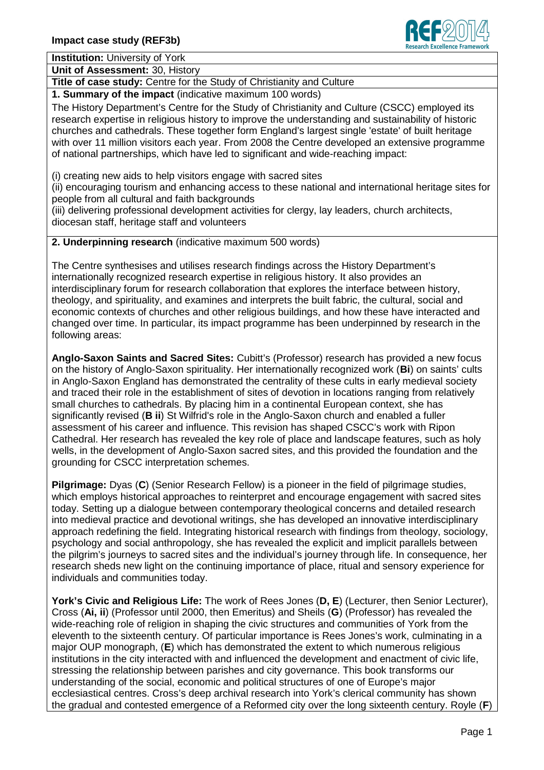**Impact case study (REF3b)**

**Institution:** University of York

**Unit of Assessment:** 30, History

**Title of case study:** Centre for the Study of Christianity and Culture

**1. Summary of the impact** (indicative maximum 100 words)

The History Department's Centre for the Study of Christianity and Culture (CSCC) employed its research expertise in religious history to improve the understanding and sustainability of historic churches and cathedrals. These together form England's largest single 'estate' of built heritage with over 11 million visitors each year. From 2008 the Centre developed an extensive programme of national partnerships, which have led to significant and wide-reaching impact:

(i) creating new aids to help visitors engage with sacred sites
(ii) encouraging tourism and enhancing access to these national and international heritage sites for people from all cultural and faith backgrounds
(iii) delivering professional development activities for clergy, lay leaders, church architects, diocesan staff, heritage staff and volunteers

**2. Underpinning research** (indicative maximum 500 words)

The Centre synthesises and utilises research findings across the History Department's internationally recognized research expertise in religious history. It also provides an interdisciplinary forum for research collaboration that explores the interface between history, theology, and spirituality, and examines and interprets the built fabric, the cultural, social and economic contexts of churches and other religious buildings, and how these have interacted and changed over time. In particular, its impact programme has been underpinned by research in the following areas:

**Anglo-Saxon Saints and Sacred Sites:** Cubitt's (Professor) research has provided a new focus on the history of Anglo-Saxon spirituality. Her internationally recognized work (**Bi**) on saints' cults in Anglo-Saxon England has demonstrated the centrality of these cults in early medieval society and traced their role in the establishment of sites of devotion in locations ranging from relatively small churches to cathedrals. By placing him in a continental European context, she has significantly revised (**B ii**) St Wilfrid's role in the Anglo-Saxon church and enabled a fuller assessment of his career and influence. This revision has shaped CSCC's work with Ripon Cathedral. Her research has revealed the key role of place and landscape features, such as holy wells, in the development of Anglo-Saxon sacred sites, and this provided the foundation and the grounding for CSCC interpretation schemes.

**Pilgrimage:** Dyas (**C**) (Senior Research Fellow) is a pioneer in the field of pilgrimage studies, which employs historical approaches to reinterpret and encourage engagement with sacred sites today. Setting up a dialogue between contemporary theological concerns and detailed research into medieval practice and devotional writings, she has developed an innovative interdisciplinary approach redefining the field. Integrating historical research with findings from theology, sociology, psychology and social anthropology, she has revealed the explicit and implicit parallels between the pilgrim's journeys to sacred sites and the individual's journey through life. In consequence, her research sheds new light on the continuing importance of place, ritual and sensory experience for individuals and communities today.

**York's Civic and Religious Life:** The work of Rees Jones (**D, E**) (Lecturer, then Senior Lecturer), Cross (**Ai, ii**) (Professor until 2000, then Emeritus) and Sheils (**G**) (Professor) has revealed the wide-reaching role of religion in shaping the civic structures and communities of York from the eleventh to the sixteenth century. Of particular importance is Rees Jones's work, culminating in a major OUP monograph, (**E**) which has demonstrated the extent to which numerous religious institutions in the city interacted with and influenced the development and enactment of civic life, stressing the relationship between parishes and city governance. This book transforms our understanding of the social, economic and political structures of one of Europe's major ecclesiastical centres. Cross's deep archival research into York's clerical community has shown the gradual and contested emergence of a Reformed city over the long sixteenth century. Royle (**F**)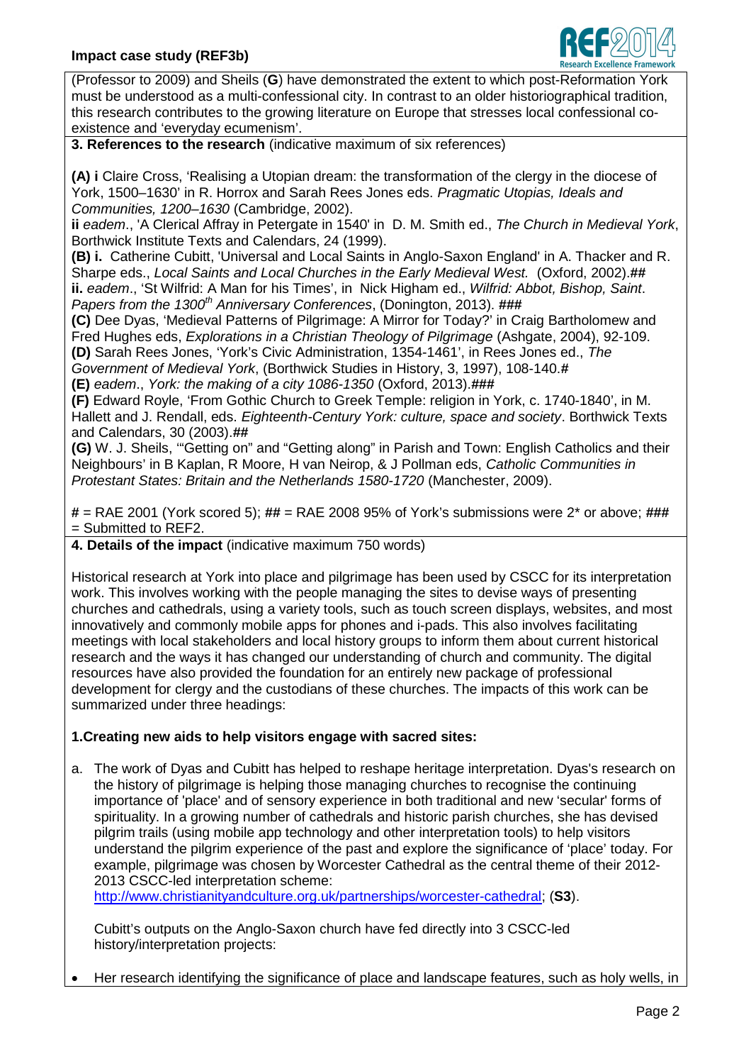(Professor to 2009) and Sheils (**G**) have demonstrated the extent to which post-Reformation York must be understood as a multi-confessional city. In contrast to an older historiographical tradition, this research contributes to the growing literature on Europe that stresses local confessional co-existence and 'everyday ecumenism'.

**3. References to the research** (indicative maximum of six references)

**(A) i** Claire Cross, 'Realising a Utopian dream: the transformation of the clergy in the diocese of York, 1500–1630' in R. Horrox and Sarah Rees Jones eds. *Pragmatic Utopias, Ideals and Communities, 1200–1630* (Cambridge, 2002).
**ii** *eadem*., 'A Clerical Affray in Petergate in 1540' in D. M. Smith ed., *The Church in Medieval York*, Borthwick Institute Texts and Calendars, 24 (1999).
**(B) i.** Catherine Cubitt, 'Universal and Local Saints in Anglo-Saxon England' in A. Thacker and R. Sharpe eds., *Local Saints and Local Churches in the Early Medieval West.* (Oxford, 2002).##
**ii.** *eadem*., 'St Wilfrid: A Man for his Times', in Nick Higham ed., *Wilfrid: Abbot, Bishop, Saint. Papers from the 1300th Anniversary Conferences*, (Donington, 2013). ###
**(C)** Dee Dyas, 'Medieval Patterns of Pilgrimage: A Mirror for Today?' in Craig Bartholomew and Fred Hughes eds, *Explorations in a Christian Theology of Pilgrimage* (Ashgate, 2004), 92-109.
**(D)** Sarah Rees Jones, 'York's Civic Administration, 1354-1461', in Rees Jones ed., *The Government of Medieval York*, (Borthwick Studies in History, 3, 1997), 108-140.#
**(E)** *eadem*., *York: the making of a city 1086-1350* (Oxford, 2013).###
**(F)** Edward Royle, 'From Gothic Church to Greek Temple: religion in York, c. 1740-1840', in M. Hallett and J. Rendall, eds. *Eighteenth-Century York: culture, space and society*. Borthwick Texts and Calendars, 30 (2003).##
**(G)** W. J. Sheils, '"Getting on" and "Getting along" in Parish and Town: English Catholics and their Neighbours' in B Kaplan, R Moore, H van Neirop, & J Pollman eds, *Catholic Communities in Protestant States: Britain and the Netherlands 1580-1720* (Manchester, 2009).

# = RAE 2001 (York scored 5); ## = RAE 2008 95% of York's submissions were 2* or above; ### = Submitted to REF2.

**4. Details of the impact** (indicative maximum 750 words)

Historical research at York into place and pilgrimage has been used by CSCC for its interpretation work. This involves working with the people managing the sites to devise ways of presenting churches and cathedrals, using a variety tools, such as touch screen displays, websites, and most innovatively and commonly mobile apps for phones and i-pads. This also involves facilitating meetings with local stakeholders and local history groups to inform them about current historical research and the ways it has changed our understanding of church and community. The digital resources have also provided the foundation for an entirely new package of professional development for clergy and the custodians of these churches. The impacts of this work can be summarized under three headings:

**1.Creating new aids to help visitors engage with sacred sites:**

a. The work of Dyas and Cubitt has helped to reshape heritage interpretation. Dyas's research on the history of pilgrimage is helping those managing churches to recognise the continuing importance of 'place' and of sensory experience in both traditional and new 'secular' forms of spirituality. In a growing number of cathedrals and historic parish churches, she has devised pilgrim trails (using mobile app technology and other interpretation tools) to help visitors understand the pilgrim experience of the past and explore the significance of 'place' today. For example, pilgrimage was chosen by Worcester Cathedral as the central theme of their 2012-2013 CSCC-led interpretation scheme: http://www.christianityandculture.org.uk/partnerships/worcester-cathedral; (**S3**).

   Cubitt's outputs on the Anglo-Saxon church have fed directly into 3 CSCC-led history/interpretation projects:

- Her research identifying the significance of place and landscape features, such as holy wells, in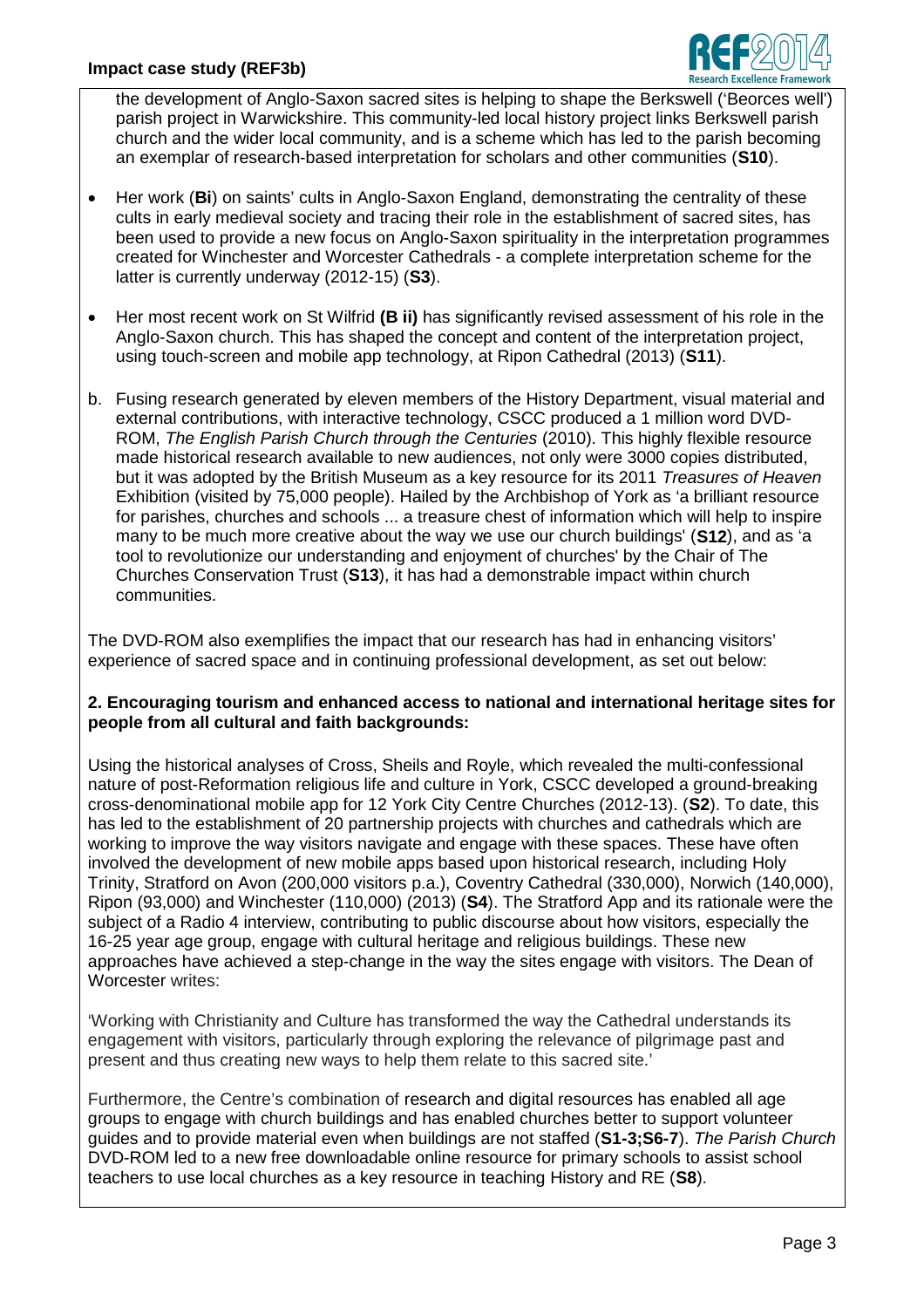the development of Anglo-Saxon sacred sites is helping to shape the Berkswell ('Beorces well') parish project in Warwickshire. This community-led local history project links Berkswell parish church and the wider local community, and is a scheme which has led to the parish becoming an exemplar of research-based interpretation for scholars and other communities (**S10**).

- Her work (**Bi**) on saints' cults in Anglo-Saxon England, demonstrating the centrality of these cults in early medieval society and tracing their role in the establishment of sacred sites, has been used to provide a new focus on Anglo-Saxon spirituality in the interpretation programmes created for Winchester and Worcester Cathedrals - a complete interpretation scheme for the latter is currently underway (2012-15) (**S3**).
- Her most recent work on St Wilfrid **(B ii)** has significantly revised assessment of his role in the Anglo-Saxon church. This has shaped the concept and content of the interpretation project, using touch-screen and mobile app technology, at Ripon Cathedral (2013) (**S11**).

b. Fusing research generated by eleven members of the History Department, visual material and external contributions, with interactive technology, CSCC produced a 1 million word DVD-ROM, *The English Parish Church through the Centuries* (2010). This highly flexible resource made historical research available to new audiences, not only were 3000 copies distributed, but it was adopted by the British Museum as a key resource for its 2011 *Treasures of Heaven* Exhibition (visited by 75,000 people). Hailed by the Archbishop of York as 'a brilliant resource for parishes, churches and schools ... a treasure chest of information which will help to inspire many to be much more creative about the way we use our church buildings' (**S12**), and as 'a tool to revolutionize our understanding and enjoyment of churches' by the Chair of The Churches Conservation Trust (**S13**), it has had a demonstrable impact within church communities.

The DVD-ROM also exemplifies the impact that our research has had in enhancing visitors' experience of sacred space and in continuing professional development, as set out below:

**2. Encouraging tourism and enhanced access to national and international heritage sites for people from all cultural and faith backgrounds:**

Using the historical analyses of Cross, Sheils and Royle, which revealed the multi-confessional nature of post-Reformation religious life and culture in York, CSCC developed a ground-breaking cross-denominational mobile app for 12 York City Centre Churches (2012-13). (**S2**). To date, this has led to the establishment of 20 partnership projects with churches and cathedrals which are working to improve the way visitors navigate and engage with these spaces. These have often involved the development of new mobile apps based upon historical research, including Holy Trinity, Stratford on Avon (200,000 visitors p.a.), Coventry Cathedral (330,000), Norwich (140,000), Ripon (93,000) and Winchester (110,000) (2013) (**S4**). The Stratford App and its rationale were the subject of a Radio 4 interview, contributing to public discourse about how visitors, especially the 16-25 year age group, engage with cultural heritage and religious buildings. These new approaches have achieved a step-change in the way the sites engage with visitors. The Dean of Worcester writes:

'Working with Christianity and Culture has transformed the way the Cathedral understands its engagement with visitors, particularly through exploring the relevance of pilgrimage past and present and thus creating new ways to help them relate to this sacred site.'

Furthermore, the Centre's combination of research and digital resources has enabled all age groups to engage with church buildings and has enabled churches better to support volunteer guides and to provide material even when buildings are not staffed (**S1-3;S6-7**). *The Parish Church* DVD-ROM led to a new free downloadable online resource for primary schools to assist school teachers to use local churches as a key resource in teaching History and RE (**S8**).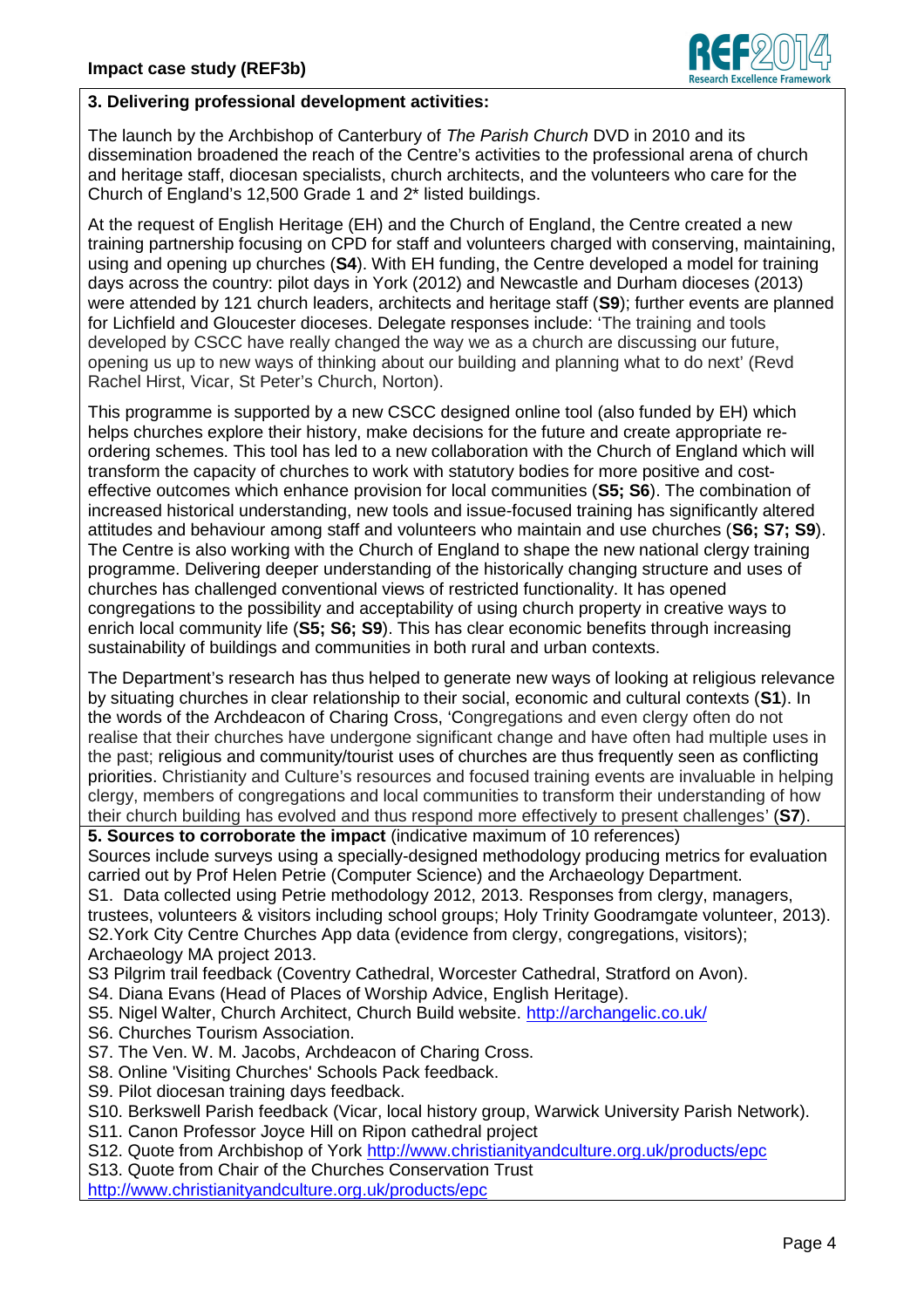**3. Delivering professional development activities:**

The launch by the Archbishop of Canterbury of *The Parish Church* DVD in 2010 and its dissemination broadened the reach of the Centre's activities to the professional arena of church and heritage staff, diocesan specialists, church architects, and the volunteers who care for the Church of England's 12,500 Grade 1 and 2* listed buildings.

At the request of English Heritage (EH) and the Church of England, the Centre created a new training partnership focusing on CPD for staff and volunteers charged with conserving, maintaining, using and opening up churches (**S4**). With EH funding, the Centre developed a model for training days across the country: pilot days in York (2012) and Newcastle and Durham dioceses (2013) were attended by 121 church leaders, architects and heritage staff (**S9**); further events are planned for Lichfield and Gloucester dioceses. Delegate responses include: 'The training and tools developed by CSCC have really changed the way we as a church are discussing our future, opening us up to new ways of thinking about our building and planning what to do next' (Revd Rachel Hirst, Vicar, St Peter's Church, Norton).

This programme is supported by a new CSCC designed online tool (also funded by EH) which helps churches explore their history, make decisions for the future and create appropriate re-ordering schemes. This tool has led to a new collaboration with the Church of England which will transform the capacity of churches to work with statutory bodies for more positive and cost-effective outcomes which enhance provision for local communities (**S5; S6**). The combination of increased historical understanding, new tools and issue-focused training has significantly altered attitudes and behaviour among staff and volunteers who maintain and use churches (**S6; S7; S9**). The Centre is also working with the Church of England to shape the new national clergy training programme. Delivering deeper understanding of the historically changing structure and uses of churches has challenged conventional views of restricted functionality. It has opened congregations to the possibility and acceptability of using church property in creative ways to enrich local community life (**S5; S6; S9**). This has clear economic benefits through increasing sustainability of buildings and communities in both rural and urban contexts.

The Department's research has thus helped to generate new ways of looking at religious relevance by situating churches in clear relationship to their social, economic and cultural contexts (**S1**). In the words of the Archdeacon of Charing Cross, 'Congregations and even clergy often do not realise that their churches have undergone significant change and have often had multiple uses in the past; religious and community/tourist uses of churches are thus frequently seen as conflicting priorities. Christianity and Culture's resources and focused training events are invaluable in helping clergy, members of congregations and local communities to transform their understanding of how their church building has evolved and thus respond more effectively to present challenges' (**S7**).

**5. Sources to corroborate the impact** (indicative maximum of 10 references)

Sources include surveys using a specially-designed methodology producing metrics for evaluation carried out by Prof Helen Petrie (Computer Science) and the Archaeology Department.

S1. Data collected using Petrie methodology 2012, 2013. Responses from clergy, managers, trustees, volunteers & visitors including school groups; Holy Trinity Goodramgate volunteer, 2013).
S2. York City Centre Churches App data (evidence from clergy, congregations, visitors); Archaeology MA project 2013.
S3 Pilgrim trail feedback (Coventry Cathedral, Worcester Cathedral, Stratford on Avon).
S4. Diana Evans (Head of Places of Worship Advice, English Heritage).
S5. Nigel Walter, Church Architect, Church Build website. http://archangelic.co.uk/
S6. Churches Tourism Association.
S7. The Ven. W. M. Jacobs, Archdeacon of Charing Cross.
S8. Online 'Visiting Churches' Schools Pack feedback.
S9. Pilot diocesan training days feedback.
S10. Berkswell Parish feedback (Vicar, local history group, Warwick University Parish Network).
S11. Canon Professor Joyce Hill on Ripon cathedral project
S12. Quote from Archbishop of York http://www.christianityandculture.org.uk/products/epc
S13. Quote from Chair of the Churches Conservation Trust http://www.christianityandculture.org.uk/products/epc